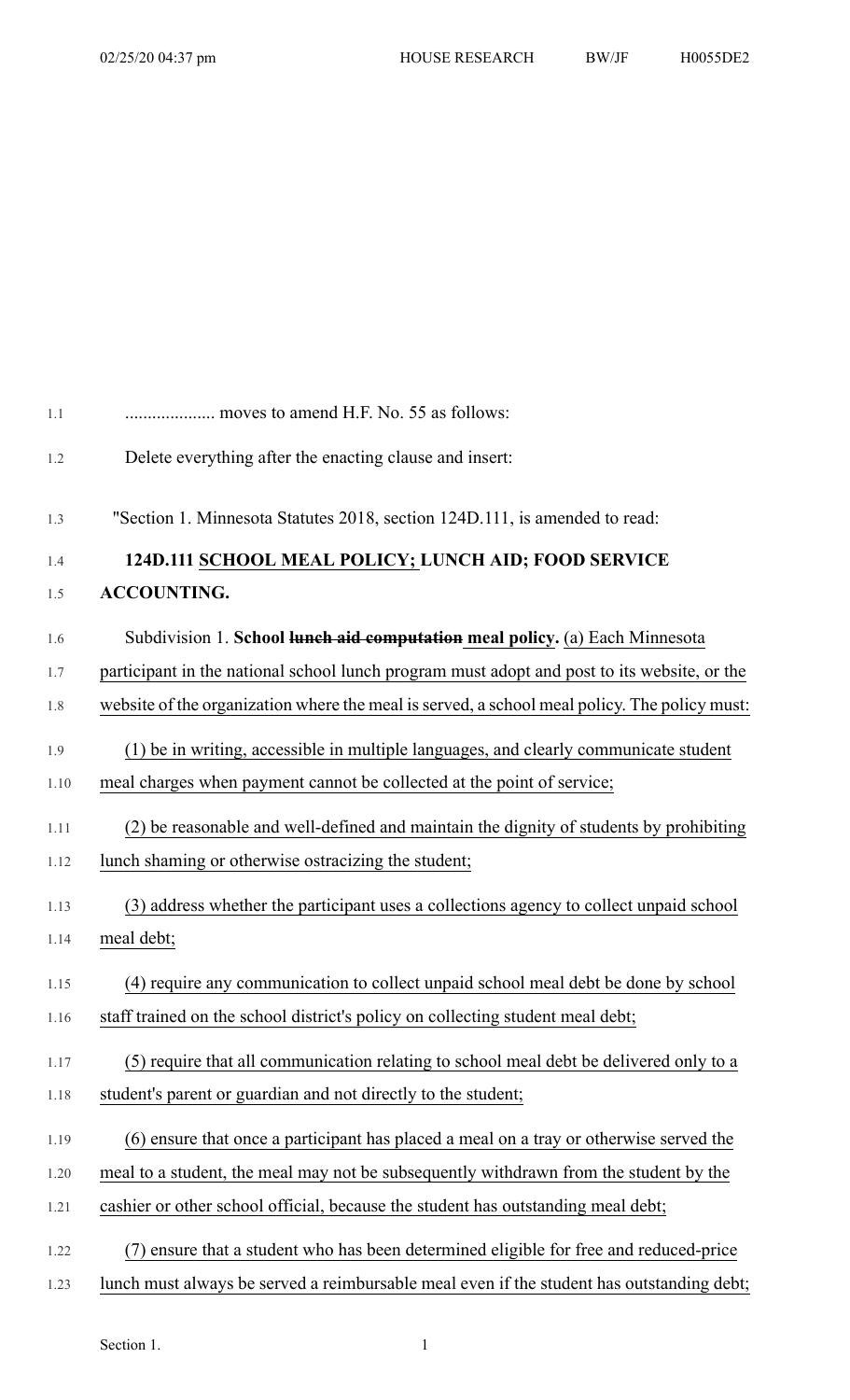.................... moves to amend H.F. No. 55 as follows:

Delete everything after the enacting clause and insert:

"Section 1. Minnesota Statutes 2018, section 124D.111, is amended to read:

**124D.111 SCHOOL MEAL POLICY; LUNCH AID; FOOD SERVICE ACCOUNTING.**

Subdivision 1. **School ~~lunch aid computation~~ meal policy.** (a) Each Minnesota participant in the national school lunch program must adopt and post to its website, or the website of the organization where the meal is served, a school meal policy. The policy must:

(1) be in writing, accessible in multiple languages, and clearly communicate student meal charges when payment cannot be collected at the point of service;

(2) be reasonable and well-defined and maintain the dignity of students by prohibiting lunch shaming or otherwise ostracizing the student;

(3) address whether the participant uses a collections agency to collect unpaid school meal debt;

(4) require any communication to collect unpaid school meal debt be done by school staff trained on the school district's policy on collecting student meal debt;

(5) require that all communication relating to school meal debt be delivered only to a student's parent or guardian and not directly to the student;

(6) ensure that once a participant has placed a meal on a tray or otherwise served the meal to a student, the meal may not be subsequently withdrawn from the student by the cashier or other school official, because the student has outstanding meal debt;

(7) ensure that a student who has been determined eligible for free and reduced-price lunch must always be served a reimbursable meal even if the student has outstanding debt;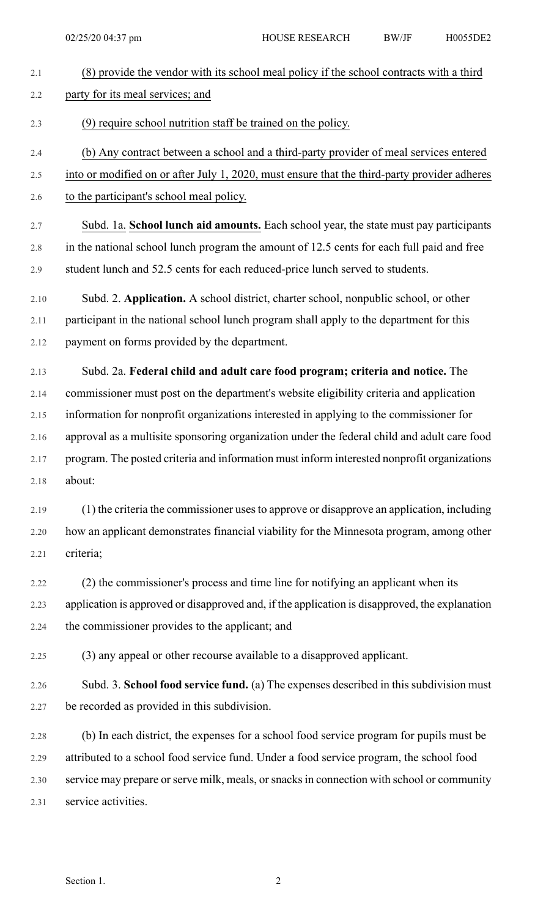(8) provide the vendor with its school meal policy if the school contracts with a third party for its meal services; and

(9) require school nutrition staff be trained on the policy.

(b) Any contract between a school and a third-party provider of meal services entered into or modified on or after July 1, 2020, must ensure that the third-party provider adheres to the participant's school meal policy.

Subd. 1a. **School lunch aid amounts.** Each school year, the state must pay participants in the national school lunch program the amount of 12.5 cents for each full paid and free student lunch and 52.5 cents for each reduced-price lunch served to students.

Subd. 2. **Application.** A school district, charter school, nonpublic school, or other participant in the national school lunch program shall apply to the department for this payment on forms provided by the department.

Subd. 2a. **Federal child and adult care food program; criteria and notice.** The commissioner must post on the department's website eligibility criteria and application information for nonprofit organizations interested in applying to the commissioner for approval as a multisite sponsoring organization under the federal child and adult care food program. The posted criteria and information must inform interested nonprofit organizations about:

(1) the criteria the commissioner uses to approve or disapprove an application, including how an applicant demonstrates financial viability for the Minnesota program, among other criteria;

(2) the commissioner's process and time line for notifying an applicant when its application is approved or disapproved and, if the application is disapproved, the explanation the commissioner provides to the applicant; and

(3) any appeal or other recourse available to a disapproved applicant.

Subd. 3. **School food service fund.** (a) The expenses described in this subdivision must be recorded as provided in this subdivision.

(b) In each district, the expenses for a school food service program for pupils must be attributed to a school food service fund. Under a food service program, the school food service may prepare or serve milk, meals, or snacks in connection with school or community service activities.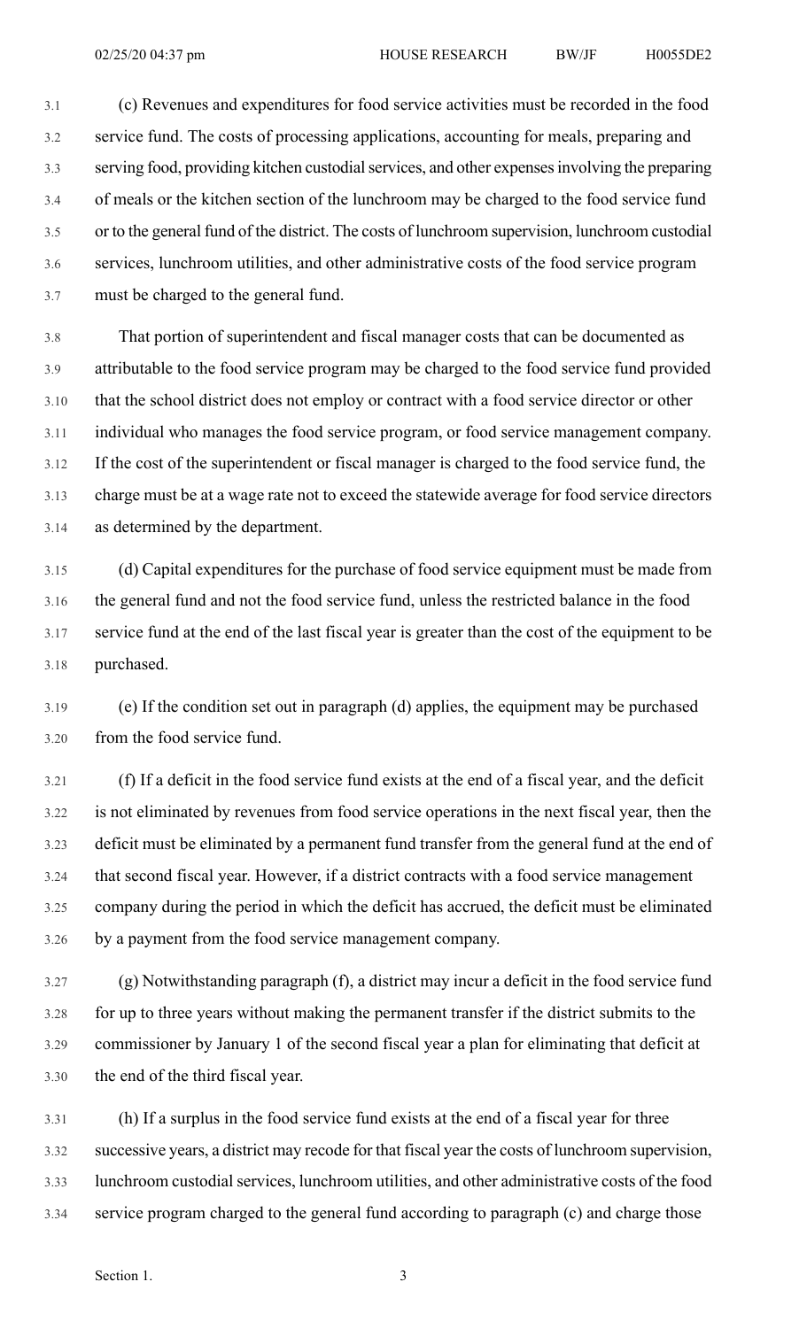(c) Revenues and expenditures for food service activities must be recorded in the food service fund. The costs of processing applications, accounting for meals, preparing and serving food, providing kitchen custodial services, and other expenses involving the preparing of meals or the kitchen section of the lunchroom may be charged to the food service fund or to the general fund of the district. The costs of lunchroom supervision, lunchroom custodial services, lunchroom utilities, and other administrative costs of the food service program must be charged to the general fund.

That portion of superintendent and fiscal manager costs that can be documented as attributable to the food service program may be charged to the food service fund provided that the school district does not employ or contract with a food service director or other individual who manages the food service program, or food service management company. If the cost of the superintendent or fiscal manager is charged to the food service fund, the charge must be at a wage rate not to exceed the statewide average for food service directors as determined by the department.

(d) Capital expenditures for the purchase of food service equipment must be made from the general fund and not the food service fund, unless the restricted balance in the food service fund at the end of the last fiscal year is greater than the cost of the equipment to be purchased.

(e) If the condition set out in paragraph (d) applies, the equipment may be purchased from the food service fund.

(f) If a deficit in the food service fund exists at the end of a fiscal year, and the deficit is not eliminated by revenues from food service operations in the next fiscal year, then the deficit must be eliminated by a permanent fund transfer from the general fund at the end of that second fiscal year. However, if a district contracts with a food service management company during the period in which the deficit has accrued, the deficit must be eliminated by a payment from the food service management company.

(g) Notwithstanding paragraph (f), a district may incur a deficit in the food service fund for up to three years without making the permanent transfer if the district submits to the commissioner by January 1 of the second fiscal year a plan for eliminating that deficit at the end of the third fiscal year.

(h) If a surplus in the food service fund exists at the end of a fiscal year for three successive years, a district may recode for that fiscal year the costs of lunchroom supervision, lunchroom custodial services, lunchroom utilities, and other administrative costs of the food service program charged to the general fund according to paragraph (c) and charge those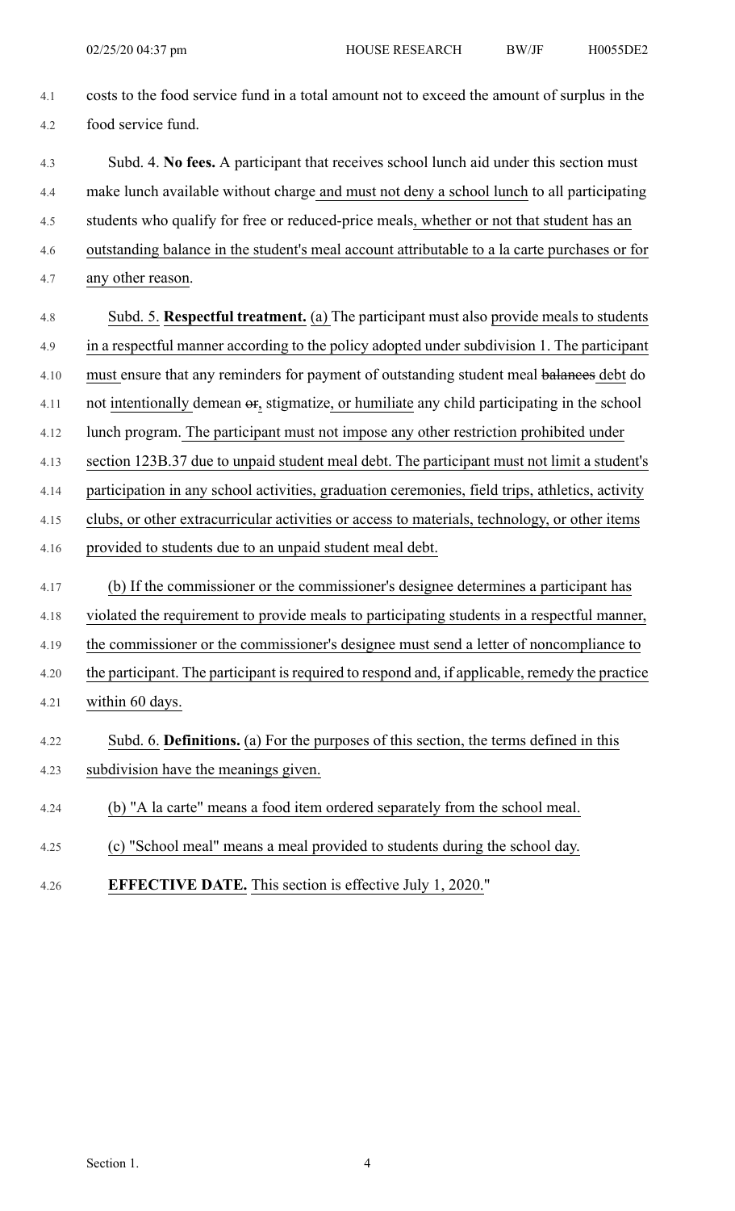costs to the food service fund in a total amount not to exceed the amount of surplus in the food service fund.

Subd. 4. **No fees.** A participant that receives school lunch aid under this section must make lunch available without charge and must not deny a school lunch to all participating students who qualify for free or reduced-price meals, whether or not that student has an outstanding balance in the student's meal account attributable to a la carte purchases or for any other reason.

Subd. 5. **Respectful treatment.** (a) The participant must also provide meals to students in a respectful manner according to the policy adopted under subdivision 1. The participant must ensure that any reminders for payment of outstanding student meal ~~balances~~ debt do not intentionally demean ~~or~~, stigmatize, or humiliate any child participating in the school lunch program. The participant must not impose any other restriction prohibited under section 123B.37 due to unpaid student meal debt. The participant must not limit a student's participation in any school activities, graduation ceremonies, field trips, athletics, activity clubs, or other extracurricular activities or access to materials, technology, or other items provided to students due to an unpaid student meal debt.

(b) If the commissioner or the commissioner's designee determines a participant has violated the requirement to provide meals to participating students in a respectful manner, the commissioner or the commissioner's designee must send a letter of noncompliance to the participant. The participant is required to respond and, if applicable, remedy the practice within 60 days.

Subd. 6. **Definitions.** (a) For the purposes of this section, the terms defined in this subdivision have the meanings given.

(b) "A la carte" means a food item ordered separately from the school meal.

(c) "School meal" means a meal provided to students during the school day.

**EFFECTIVE DATE.** This section is effective July 1, 2020."